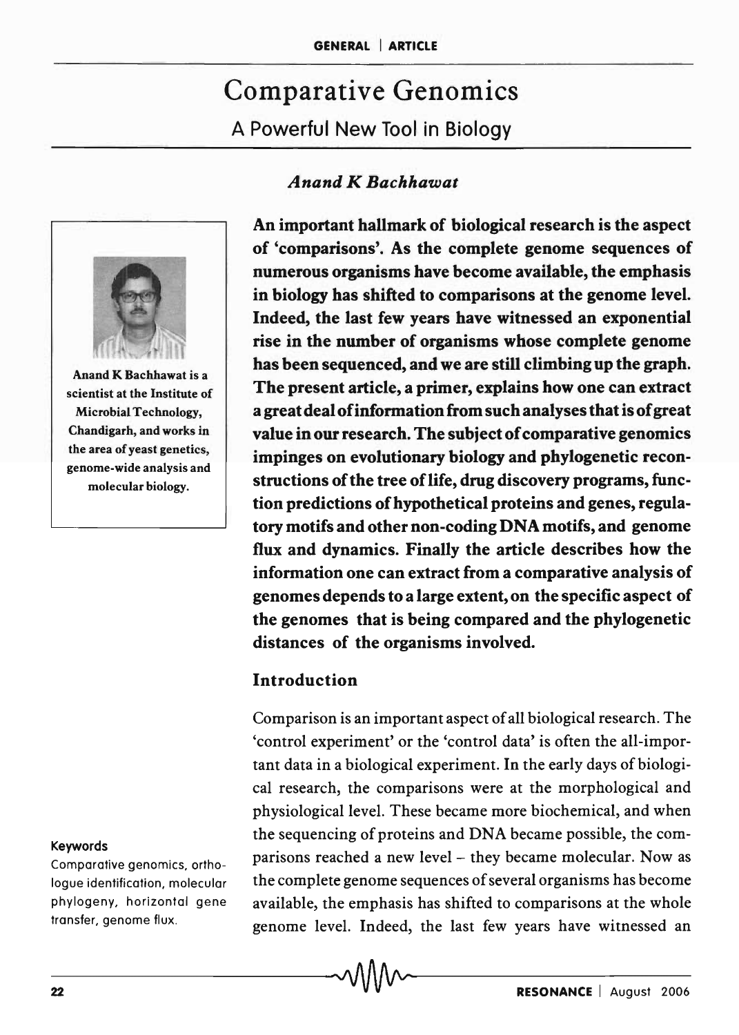# Comparative Genomics

## A Powerful New Tool in Biology

*Anand K Bachhawat*

Anand K Bachhawat is a scientist at the Institute of Microbial Technology, Chandigarh, and works in the area of yeast genetics, genome-wide analysis and molecular biology.

**An important hallmark of biological research is the aspect of 'comparisons'. As the complete genome sequences of numerous organisms have become available, the emphasis in biology has shifted to comparisons at the genome level. Indeed, the last few years have witnessed an exponential rise in the number of organisms whose complete genome has been sequenced, and we are still climbing up the graph. The present article, a primer, explains how one can extract a great deal of information from such analyses that is of great value in our research. The subject of comparative genomics impinges on evolutionary biology and phylogenetic reconstructions of the tree of life, drug discovery programs, function predictions of hypothetical proteins and genes, regulatory motifs and other non-coding DNA motifs, and genome flux and dynamics. Finally the article describes how the information one can extract from a comparative analysis of genomes depends to a large extent, on the specific aspect of the genomes that is being compared and the phylogenetic distances of the organisms involved.**

### Introduction

Comparison is an important aspect of all biological research. The 'control experiment' or the 'control data' is often the all-important data in a biological experiment. In the early days of biological research, the comparisons were at the morphological and physiological level. These became more biochemical, and when the sequencing of proteins and DNA became possible, the comparisons reached a new level – they became molecular. Now as the complete genome sequences of several organisms has become available, the emphasis has shifted to comparisons at the whole genome level. Indeed, the last few years have witnessed an

**Keywords**

Comparative genomics, orthologue identification, molecular phylogeny, horizontal gene transfer, genome flux.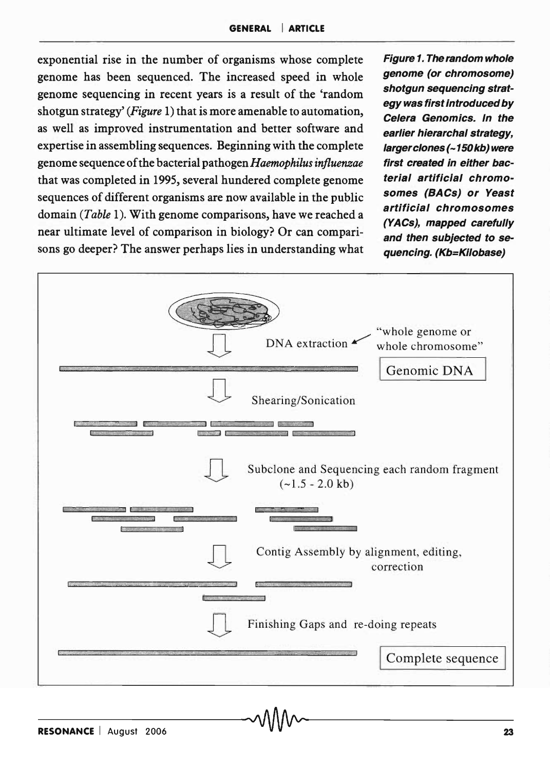exponential rise in the number of organisms whose complete genome has been sequenced. The increased speed in whole genome sequencing in recent years is a result of the 'random shotgun strategy' (*Figure* 1) that is more amenable to automation, as well as improved instrumentation and better software and expertise in assembling sequences. Beginning with the complete genome sequence of the bacterial pathogen *Haemophilus influenzae* that was completed in 1995, several hundred complete genome sequences of different organisms are now available in the public domain (*Table* 1). With genome comparisons, have we reached a near ultimate level of comparison in biology? Or can comparisons go deeper? The answer perhaps lies in understanding what

DNA extraction ← "whole genome or whole chromosome"

Genomic DNA

Shearing/Sonication

Subclone and Sequencing each random fragment (~1.5 - 2.0 kb)

Contig Assembly by alignment, editing, correction

Finishing Gaps and re-doing repeats

Complete sequence

**Figure 1. The random whole genome (or chromosome) shotgun sequencing strategy was first introduced by Celera Genomics. In the earlier hierarchal strategy, larger clones (~150 kb) were first created in either bacterial artificial chromosomes (BACs) or Yeast artificial chromosomes (YACs), mapped carefully and then subjected to sequencing. (Kb=Kilobase)**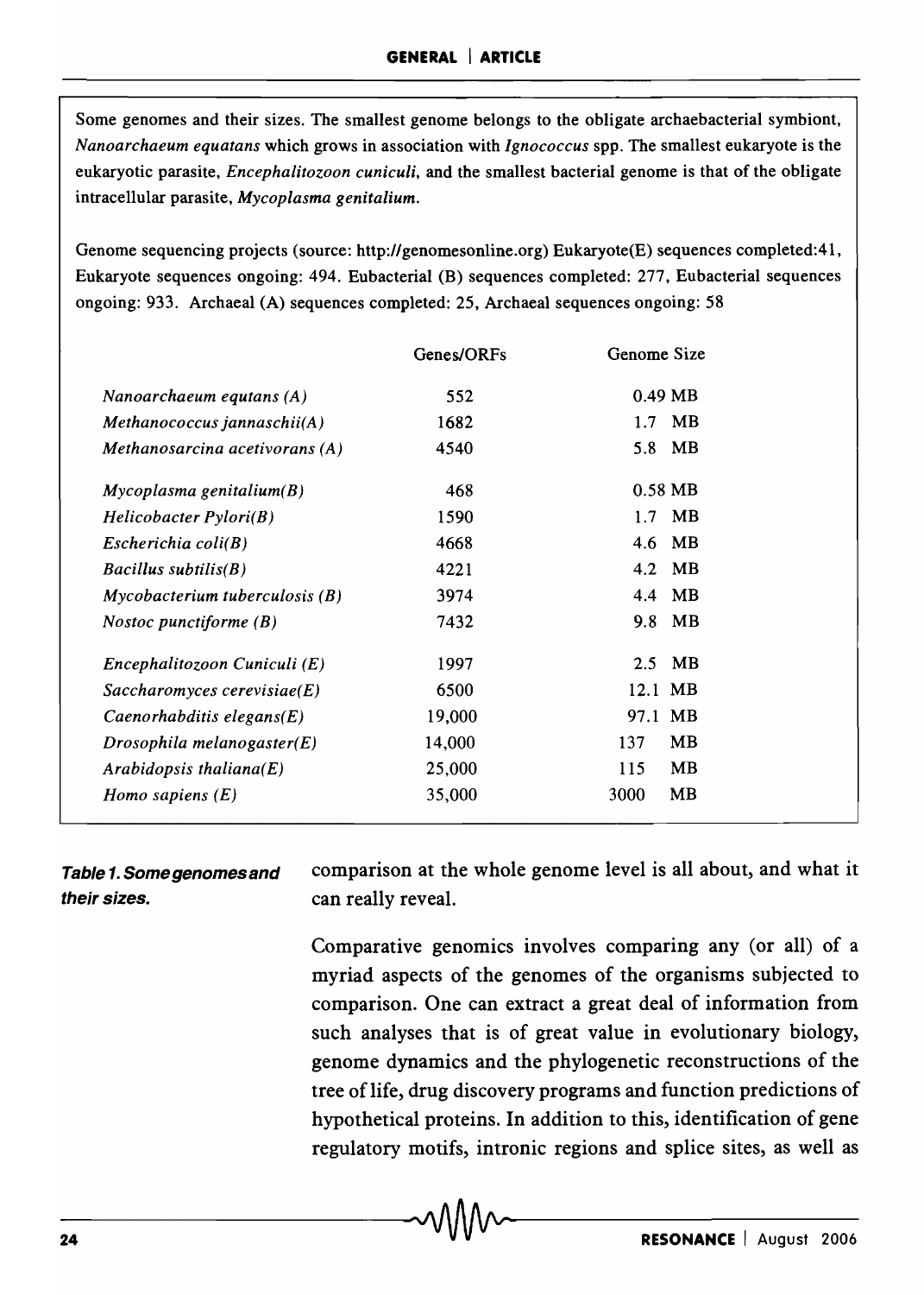Some genomes and their sizes. The smallest genome belongs to the obligate archaebacterial symbiont, *Nanoarchaeum equatans* which grows in association with *Ignococcus* spp. The smallest eukaryote is the eukaryotic parasite, *Encephalitozoon cuniculi*, and the smallest bacterial genome is that of the obligate intracellular parasite, *Mycoplasma genitalium*.

Genome sequencing projects (source: http://genomesonline.org) Eukaryote(E) sequences completed:41, Eukaryote sequences ongoing: 494. Eubacterial (B) sequences completed: 277, Eubacterial sequences ongoing: 933. Archaeal (A) sequences completed: 25, Archaeal sequences ongoing: 58

| | Genes/ORFs | Genome Size |
|---|---|---|
| *Nanoarchaeum equtans (A)* | 552 | 0.49 MB |
| *Methanococcus jannaschii(A)* | 1682 | 1.7 MB |
| *Methanosarcina acetivorans (A)* | 4540 | 5.8 MB |
| *Mycoplasma genitalium(B)* | 468 | 0.58 MB |
| *Helicobacter Pylori(B)* | 1590 | 1.7 MB |
| *Escherichia coli(B)* | 4668 | 4.6 MB |
| *Bacillus subtilis(B)* | 4221 | 4.2 MB |
| *Mycobacterium tuberculosis (B)* | 3974 | 4.4 MB |
| *Nostoc punctiforme (B)* | 7432 | 9.8 MB |
| *Encephalitozoon Cuniculi (E)* | 1997 | 2.5 MB |
| *Saccharomyces cerevisiae(E)* | 6500 | 12.1 MB |
| *Caenorhabditis elegans(E)* | 19,000 | 97.1 MB |
| *Drosophila melanogaster(E)* | 14,000 | 137 MB |
| *Arabidopsis thaliana(E)* | 25,000 | 115 MB |
| *Homo sapiens (E)* | 35,000 | 3000 MB |

***Table 1. Some genomes and their sizes.***

comparison at the whole genome level is all about, and what it can really reveal.

Comparative genomics involves comparing any (or all) of a myriad aspects of the genomes of the organisms subjected to comparison. One can extract a great deal of information from such analyses that is of great value in evolutionary biology, genome dynamics and the phylogenetic reconstructions of the tree of life, drug discovery programs and function predictions of hypothetical proteins. In addition to this, identification of gene regulatory motifs, intronic regions and splice sites, as well as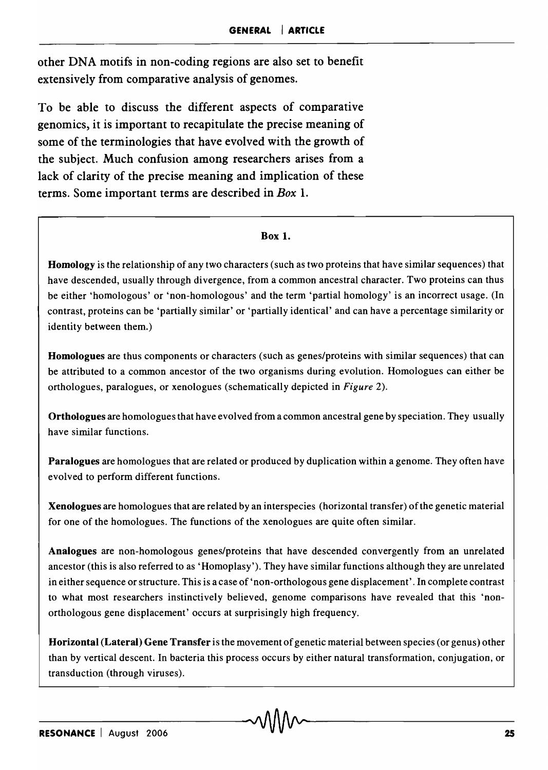other DNA motifs in non-coding regions are also set to benefit extensively from comparative analysis of genomes.

To be able to discuss the different aspects of comparative genomics, it is important to recapitulate the precise meaning of some of the terminologies that have evolved with the growth of the subject. Much confusion among researchers arises from a lack of clarity of the precise meaning and implication of these terms. Some important terms are described in *Box* 1.

**Box 1.**

**Homology** is the relationship of any two characters (such as two proteins that have similar sequences) that have descended, usually through divergence, from a common ancestral character. Two proteins can thus be either 'homologous' or 'non-homologous' and the term 'partial homology' is an incorrect usage. (In contrast, proteins can be 'partially similar' or 'partially identical' and can have a percentage similarity or identity between them.)

**Homologues** are thus components or characters (such as genes/proteins with similar sequences) that can be attributed to a common ancestor of the two organisms during evolution. Homologues can either be orthologues, paralogues, or xenologues (schematically depicted in *Figure* 2).

**Orthologues** are homologues that have evolved from a common ancestral gene by speciation. They usually have similar functions.

**Paralogues** are homologues that are related or produced by duplication within a genome. They often have evolved to perform different functions.

**Xenologues** are homologues that are related by an interspecies (horizontal transfer) of the genetic material for one of the homologues. The functions of the xenologues are quite often similar.

**Analogues** are non-homologous genes/proteins that have descended convergently from an unrelated ancestor (this is also referred to as 'Homoplasy'). They have similar functions although they are unrelated in either sequence or structure. This is a case of 'non-orthologous gene displacement'. In complete contrast to what most researchers instinctively believed, genome comparisons have revealed that this 'non-orthologous gene displacement' occurs at surprisingly high frequency.

**Horizontal (Lateral) Gene Transfer** is the movement of genetic material between species (or genus) other than by vertical descent. In bacteria this process occurs by either natural transformation, conjugation, or transduction (through viruses).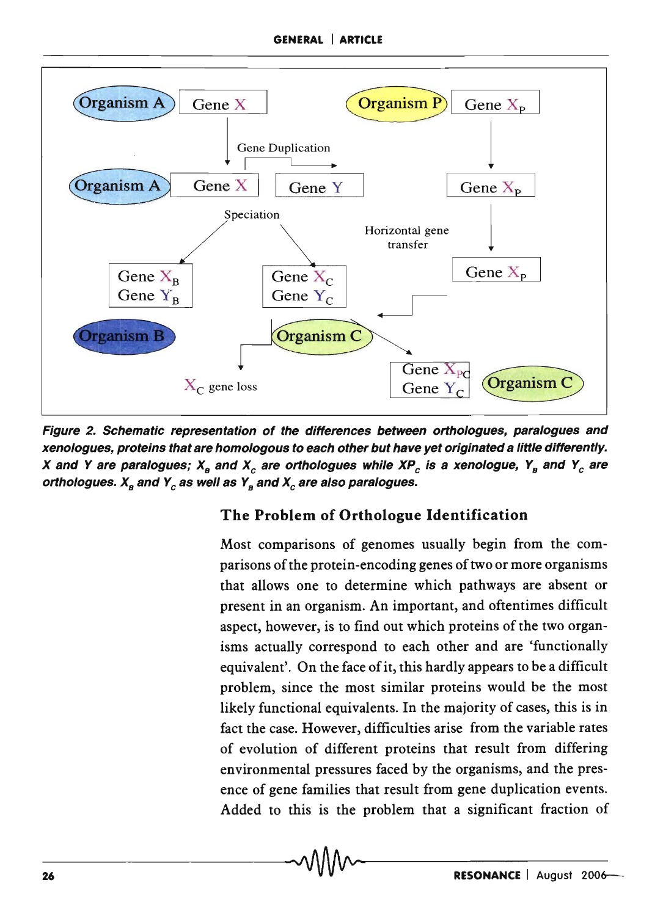Organism A — Gene X

Gene Duplication

Organism A — Gene X — Gene Y

Speciation

Gene $X_B$
Gene $Y_B$

Gene $X_C$
Gene $Y_C$

Organism B

Organism C

$X_C$ gene loss

Organism P — Gene $X_P$

Gene $X_P$

Horizontal gene transfer

Gene $X_P$

Gene $X_{PC}$
Gene $Y_C$

Organism C

***Figure 2. Schematic representation of the differences between orthologues, paralogues and xenologues, proteins that are homologous to each other but have yet originated a little differently. X and Y are paralogues; $X_B$ and $X_C$ are orthologues while $XP_C$ is a xenologue, $Y_B$ and $Y_C$ are orthologues. $X_B$ and $Y_C$ as well as $Y_B$ and $X_C$ are also paralogues.***

## The Problem of Orthologue Identification

Most comparisons of genomes usually begin from the comparisons of the protein-encoding genes of two or more organisms that allows one to determine which pathways are absent or present in an organism. An important, and oftentimes difficult aspect, however, is to find out which proteins of the two organisms actually correspond to each other and are 'functionally equivalent'. On the face of it, this hardly appears to be a difficult problem, since the most similar proteins would be the most likely functional equivalents. In the majority of cases, this is in fact the case. However, difficulties arise from the variable rates of evolution of different proteins that result from differing environmental pressures faced by the organisms, and the presence of gene families that result from gene duplication events. Added to this is the problem that a significant fraction of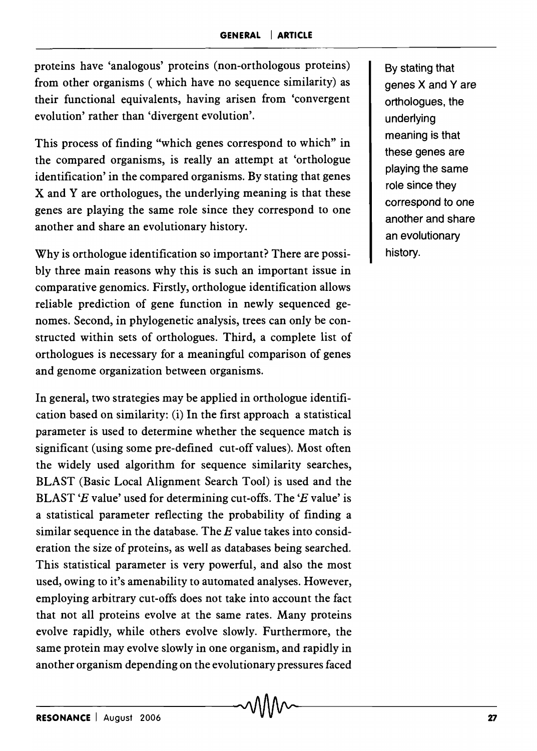proteins have 'analogous' proteins (non-orthologous proteins) from other organisms ( which have no sequence similarity) as their functional equivalents, having arisen from 'convergent evolution' rather than 'divergent evolution'.

This process of finding "which genes correspond to which" in the compared organisms, is really an attempt at 'orthologue identification' in the compared organisms. By stating that genes X and Y are orthologues, the underlying meaning is that these genes are playing the same role since they correspond to one another and share an evolutionary history.

By stating that genes X and Y are orthologues, the underlying meaning is that these genes are playing the same role since they correspond to one another and share an evolutionary history.

Why is orthologue identification so important? There are possibly three main reasons why this is such an important issue in comparative genomics. Firstly, orthologue identification allows reliable prediction of gene function in newly sequenced genomes. Second, in phylogenetic analysis, trees can only be constructed within sets of orthologues. Third, a complete list of orthologues is necessary for a meaningful comparison of genes and genome organization between organisms.

In general, two strategies may be applied in orthologue identification based on similarity: (i) In the first approach a statistical parameter is used to determine whether the sequence match is significant (using some pre-defined cut-off values). Most often the widely used algorithm for sequence similarity searches, BLAST (Basic Local Alignment Search Tool) is used and the BLAST '*E* value' used for determining cut-offs. The '*E* value' is a statistical parameter reflecting the probability of finding a similar sequence in the database. The *E* value takes into consideration the size of proteins, as well as databases being searched. This statistical parameter is very powerful, and also the most used, owing to it's amenability to automated analyses. However, employing arbitrary cut-offs does not take into account the fact that not all proteins evolve at the same rates. Many proteins evolve rapidly, while others evolve slowly. Furthermore, the same protein may evolve slowly in one organism, and rapidly in another organism depending on the evolutionary pressures faced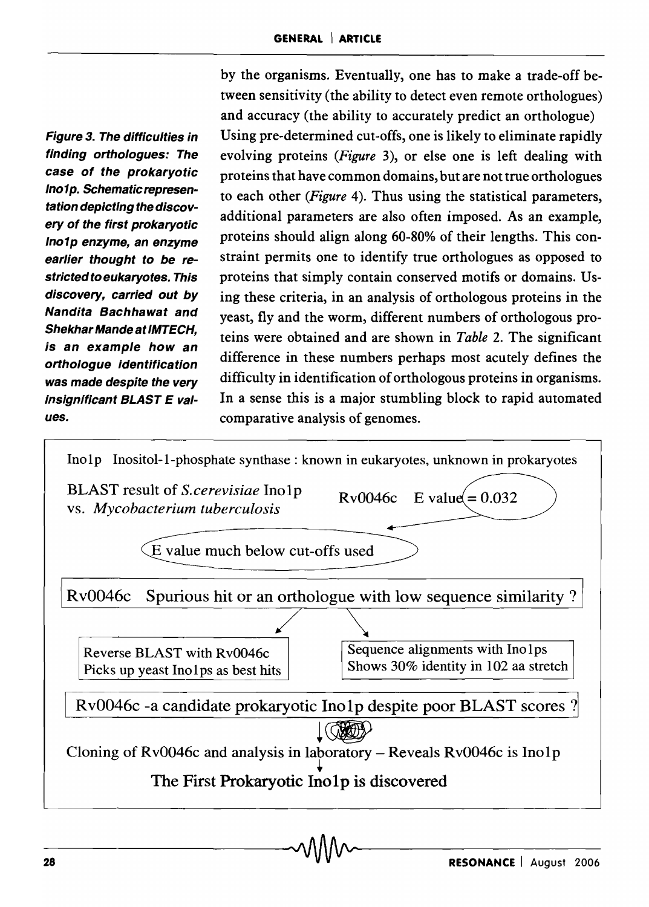by the organisms. Eventually, one has to make a trade-off between sensitivity (the ability to detect even remote orthologues) and accuracy (the ability to accurately predict an orthologue) Using pre-determined cut-offs, one is likely to eliminate rapidly evolving proteins (*Figure* 3), or else one is left dealing with proteins that have common domains, but are not true orthologues to each other (*Figure* 4). Thus using the statistical parameters, additional parameters are also often imposed. As an example, proteins should align along 60-80% of their lengths. This constraint permits one to identify true orthologues as opposed to proteins that simply contain conserved motifs or domains. Using these criteria, in an analysis of orthologous proteins in the yeast, fly and the worm, different numbers of orthologous proteins were obtained and are shown in *Table* 2. The significant difference in these numbers perhaps most acutely defines the difficulty in identification of orthologous proteins in organisms. In a sense this is a major stumbling block to rapid automated comparative analysis of genomes.

Ino1p Inositol-1-phosphate synthase : known in eukaryotes, unknown in prokaryotes

BLAST result of *S.cerevisiae* Ino1p vs. *Mycobacterium tuberculosis* — Rv0046c E value = 0.032

E value much below cut-offs used

Rv0046c Spurious hit or an orthologue with low sequence similarity ?

Reverse BLAST with Rv0046c Picks up yeast Ino1ps as best hits

Sequence alignments with Ino1ps Shows 30% identity in 102 aa stretch

Rv0046c -a candidate prokaryotic Ino1p despite poor BLAST scores ?

Cloning of Rv0046c and analysis in laboratory – Reveals Rv0046c is Ino1p

The First Prokaryotic Ino1p is discovered

***Figure 3. The difficulties in finding orthologues: The case of the prokaryotic Ino1p. Schematic representation depicting the discovery of the first prokaryotic Ino1p enzyme, an enzyme earlier thought to be restricted to eukaryotes. This discovery, carried out by Nandita Bachhawat and Shekhar Mande at IMTECH, is an example how an orthologue identification was made despite the very insignificant BLAST E values.***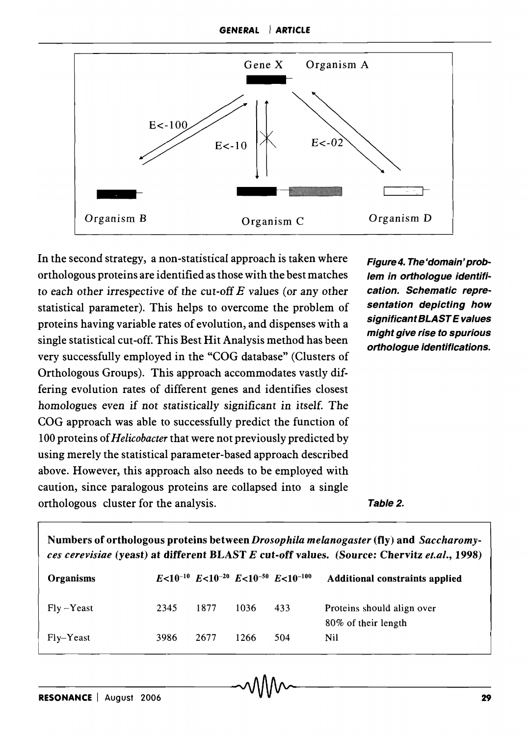In the second strategy, a non-statistical approach is taken where orthologous proteins are identified as those with the best matches to each other irrespective of the cut-off $E$ values (or any other statistical parameter). This helps to overcome the problem of proteins having variable rates of evolution, and dispenses with a single statistical cut-off. This Best Hit Analysis method has been very successfully employed in the "COG database" (Clusters of Orthologous Groups). This approach accommodates vastly differing evolution rates of different genes and identifies closest homologues even if not statistically significant in itself. The COG approach was able to successfully predict the function of 100 proteins of *Helicobacter* that were not previously predicted by using merely the statistical parameter-based approach described above. However, this approach also needs to be employed with caution, since paralogous proteins are collapsed into a single orthologous cluster for the analysis.

***Figure 4. The 'domain' problem in orthologue identification. Schematic representation depicting how significant BLAST E values might give rise to spurious orthologue identifications.***

***Table 2.***

**Numbers of orthologous proteins between *Drosophila melanogaster* (fly) and *Saccharomyces cerevisiae* (yeast) at different BLAST *E* cut-off values. (Source: Chervitz *et.al.*, 1998)**

| Organisms | $E<10^{-10}$ | $E<10^{-20}$ | $E<10^{-50}$ | $E<10^{-100}$ | Additional constraints applied |
|---|---|---|---|---|---|
| Fly–Yeast | 2345 | 1877 | 1036 | 433 | Proteins should align over 80% of their length |
| Fly–Yeast | 3986 | 2677 | 1266 | 504 | Nil |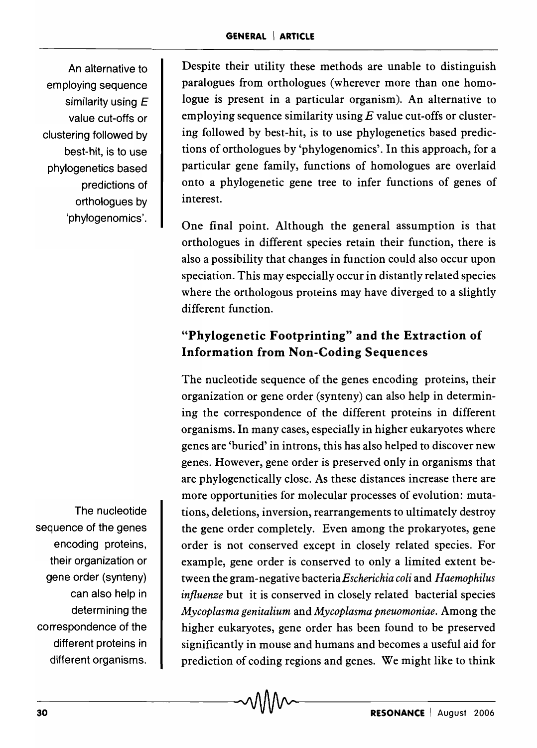Despite their utility these methods are unable to distinguish paralogues from orthologues (wherever more than one homologue is present in a particular organism). An alternative to employing sequence similarity using $E$ value cut-offs or clustering followed by best-hit, is to use phylogenetics based predictions of orthologues by 'phylogenomics'. In this approach, for a particular gene family, functions of homologues are overlaid onto a phylogenetic gene tree to infer functions of genes of interest.

An alternative to employing sequence similarity using $E$ value cut-offs or clustering followed by best-hit, is to use phylogenetics based predictions of orthologues by 'phylogenomics'.

One final point. Although the general assumption is that orthologues in different species retain their function, there is also a possibility that changes in function could also occur upon speciation. This may especially occur in distantly related species where the orthologous proteins may have diverged to a slightly different function.

## "Phylogenetic Footprinting" and the Extraction of Information from Non-Coding Sequences

The nucleotide sequence of the genes encoding proteins, their organization or gene order (synteny) can also help in determining the correspondence of the different proteins in different organisms. In many cases, especially in higher eukaryotes where genes are 'buried' in introns, this has also helped to discover new genes. However, gene order is preserved only in organisms that are phylogenetically close. As these distances increase there are more opportunities for molecular processes of evolution: mutations, deletions, inversion, rearrangements to ultimately destroy the gene order completely. Even among the prokaryotes, gene order is not conserved except in closely related species. For example, gene order is conserved to only a limited extent between the gram-negative bacteria *Escherichia coli* and *Haemophilus influenze* but it is conserved in closely related bacterial species *Mycoplasma genitalium* and *Mycoplasma pneuomoniae*. Among the higher eukaryotes, gene order has been found to be preserved significantly in mouse and humans and becomes a useful aid for prediction of coding regions and genes. We might like to think

The nucleotide sequence of the genes encoding proteins, their organization or gene order (synteny) can also help in determining the correspondence of the different proteins in different organisms.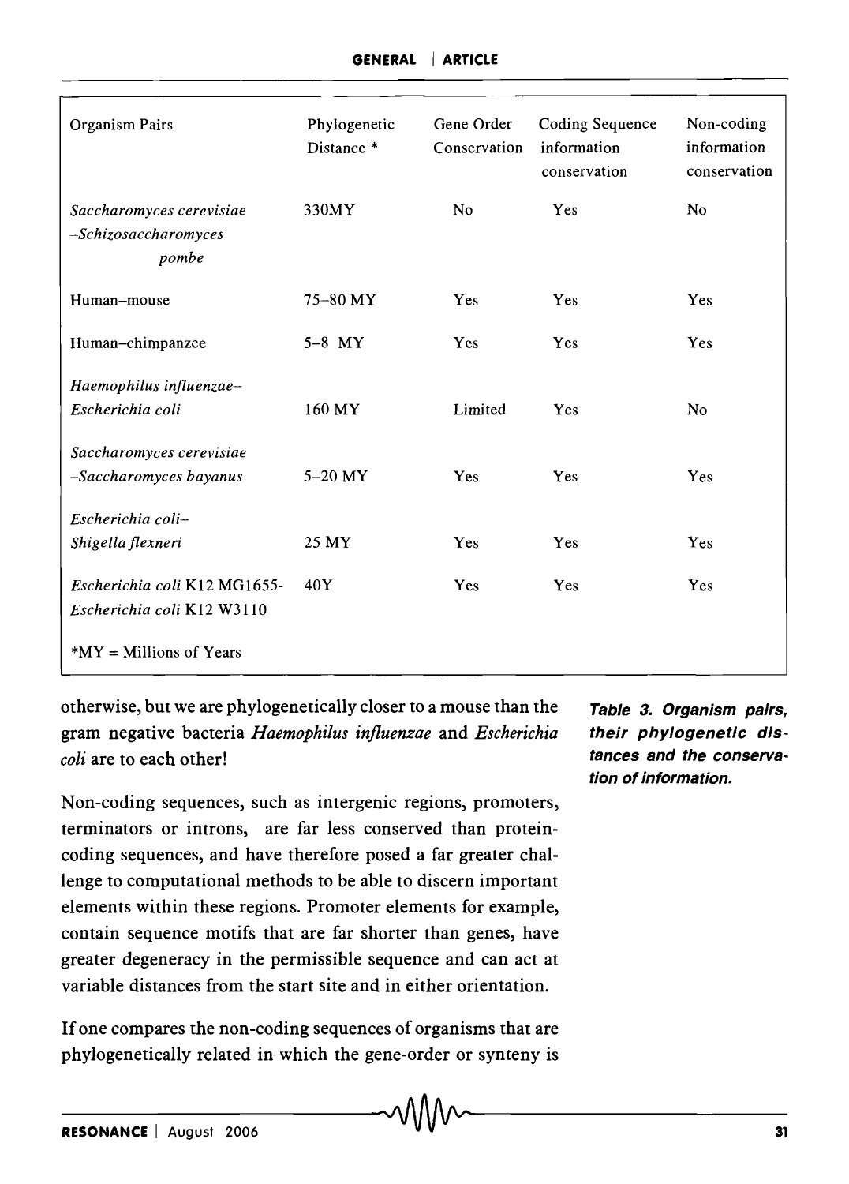| Organism Pairs | Phylogenetic Distance * | Gene Order Conservation | Coding Sequence information conservation | Non-coding information conservation |
|---|---|---|---|---|
| *Saccharomyces cerevisiae –Schizosaccharomyces pombe* | 330MY | No | Yes | No |
| Human–mouse | 75–80 MY | Yes | Yes | Yes |
| Human–chimpanzee | 5–8 MY | Yes | Yes | Yes |
| *Haemophilus influenzae– Escherichia coli* | 160 MY | Limited | Yes | No |
| *Saccharomyces cerevisiae –Saccharomyces bayanus* | 5–20 MY | Yes | Yes | Yes |
| *Escherichia coli– Shigella flexneri* | 25 MY | Yes | Yes | Yes |
| *Escherichia coli* K12 MG1655- *Escherichia coli* K12 W3110 | 40Y | Yes | Yes | Yes |

*MY = Millions of Years

***Table 3. Organism pairs, their phylogenetic distances and the conservation of information.***

otherwise, but we are phylogenetically closer to a mouse than the gram negative bacteria *Haemophilus influenzae* and *Escherichia coli* are to each other!

Non-coding sequences, such as intergenic regions, promoters, terminators or introns, are far less conserved than protein-coding sequences, and have therefore posed a far greater challenge to computational methods to be able to discern important elements within these regions. Promoter elements for example, contain sequence motifs that are far shorter than genes, have greater degeneracy in the permissible sequence and can act at variable distances from the start site and in either orientation.

If one compares the non-coding sequences of organisms that are phylogenetically related in which the gene-order or synteny is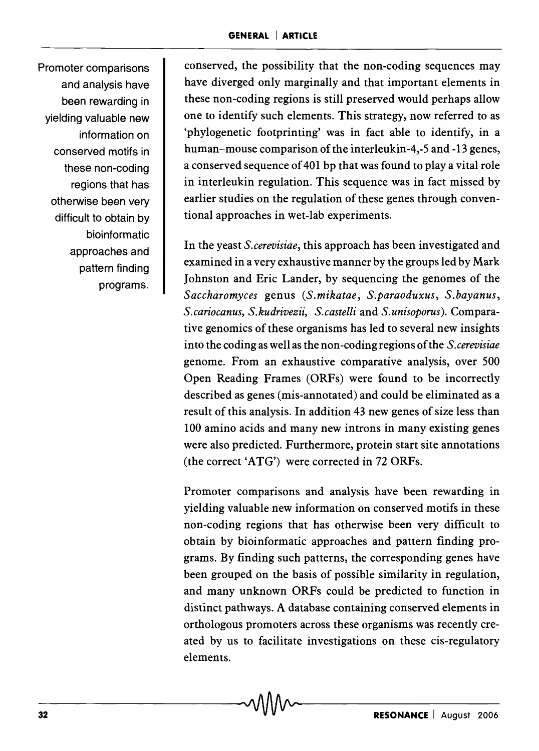conserved, the possibility that the non-coding sequences may have diverged only marginally and that important elements in these non-coding regions is still preserved would perhaps allow one to identify such elements. This strategy, now referred to as 'phylogenetic footprinting' was in fact able to identify, in a human–mouse comparison of the interleukin-4,-5 and -13 genes, a conserved sequence of 401 bp that was found to play a vital role in interleukin regulation. This sequence was in fact missed by earlier studies on the regulation of these genes through conventional approaches in wet-lab experiments.

In the yeast *S.cerevisiae*, this approach has been investigated and examined in a very exhaustive manner by the groups led by Mark Johnston and Eric Lander, by sequencing the genomes of the *Saccharomyces* genus (*S.mikatae*, *S.paraoduxus*, *S.bayanus*, *S.cariocanus*, *S.kudrivezii*, *S.castelli* and *S.unisoporus*). Comparative genomics of these organisms has led to several new insights into the coding as well as the non-coding regions of the *S.cerevisiae* genome. From an exhaustive comparative analysis, over 500 Open Reading Frames (ORFs) were found to be incorrectly described as genes (mis-annotated) and could be eliminated as a result of this analysis. In addition 43 new genes of size less than 100 amino acids and many new introns in many existing genes were also predicted. Furthermore, protein start site annotations (the correct 'ATG') were corrected in 72 ORFs.

Promoter comparisons and analysis have been rewarding in yielding valuable new information on conserved motifs in these non-coding regions that has otherwise been very difficult to obtain by bioinformatic approaches and pattern finding programs. By finding such patterns, the corresponding genes have been grouped on the basis of possible similarity in regulation, and many unknown ORFs could be predicted to function in distinct pathways. A database containing conserved elements in orthologous promoters across these organisms was recently created by us to facilitate investigations on these cis-regulatory elements.

> Promoter comparisons and analysis have been rewarding in yielding valuable new information on conserved motifs in these non-coding regions that has otherwise been very difficult to obtain by bioinformatic approaches and pattern finding programs.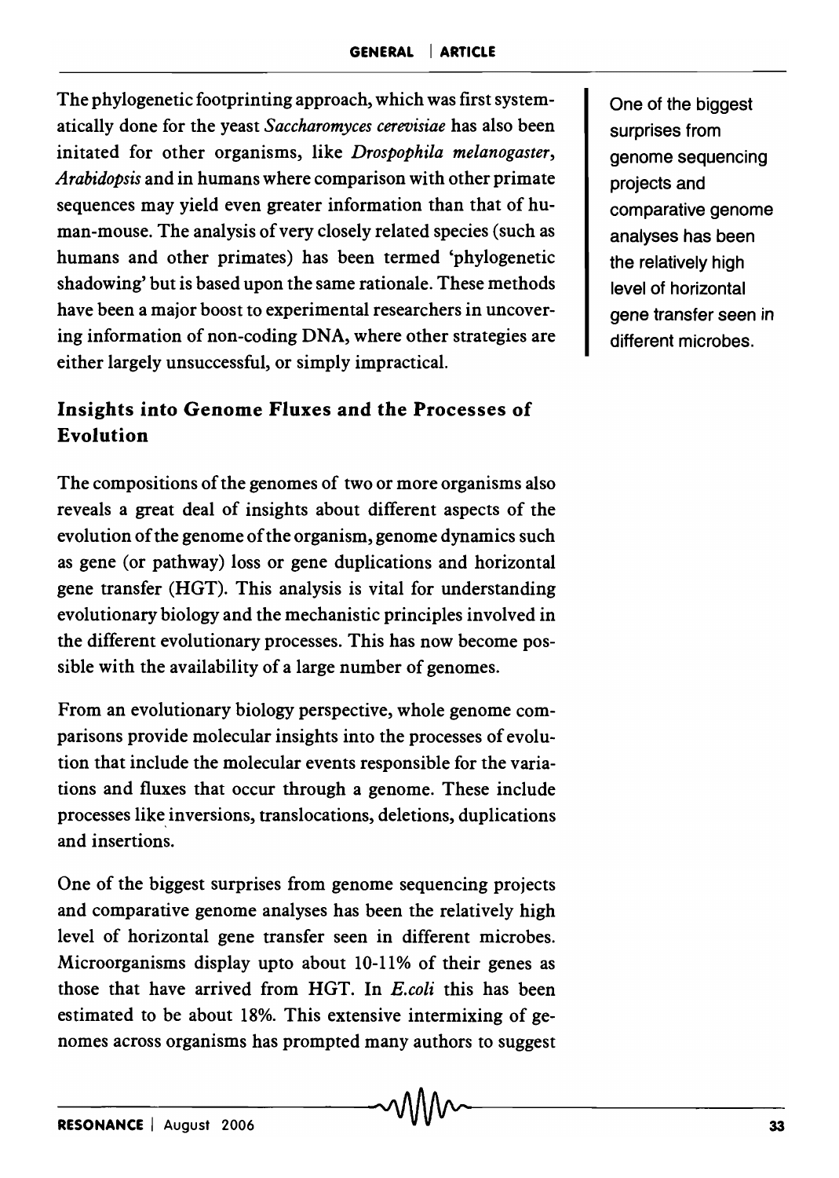The phylogenetic footprinting approach, which was first systematically done for the yeast *Saccharomyces cerevisiae* has also been initated for other organisms, like *Drospophila melanogaster*, *Arabidopsis* and in humans where comparison with other primate sequences may yield even greater information than that of human-mouse. The analysis of very closely related species (such as humans and other primates) has been termed 'phylogenetic shadowing' but is based upon the same rationale. These methods have been a major boost to experimental researchers in uncovering information of non-coding DNA, where other strategies are either largely unsuccessful, or simply impractical.

One of the biggest surprises from genome sequencing projects and comparative genome analyses has been the relatively high level of horizontal gene transfer seen in different microbes.

## Insights into Genome Fluxes and the Processes of Evolution

The compositions of the genomes of two or more organisms also reveals a great deal of insights about different aspects of the evolution of the genome of the organism, genome dynamics such as gene (or pathway) loss or gene duplications and horizontal gene transfer (HGT). This analysis is vital for understanding evolutionary biology and the mechanistic principles involved in the different evolutionary processes. This has now become possible with the availability of a large number of genomes.

From an evolutionary biology perspective, whole genome comparisons provide molecular insights into the processes of evolution that include the molecular events responsible for the variations and fluxes that occur through a genome. These include processes like inversions, translocations, deletions, duplications and insertions.

One of the biggest surprises from genome sequencing projects and comparative genome analyses has been the relatively high level of horizontal gene transfer seen in different microbes. Microorganisms display upto about 10-11% of their genes as those that have arrived from HGT. In *E.coli* this has been estimated to be about 18%. This extensive intermixing of genomes across organisms has prompted many authors to suggest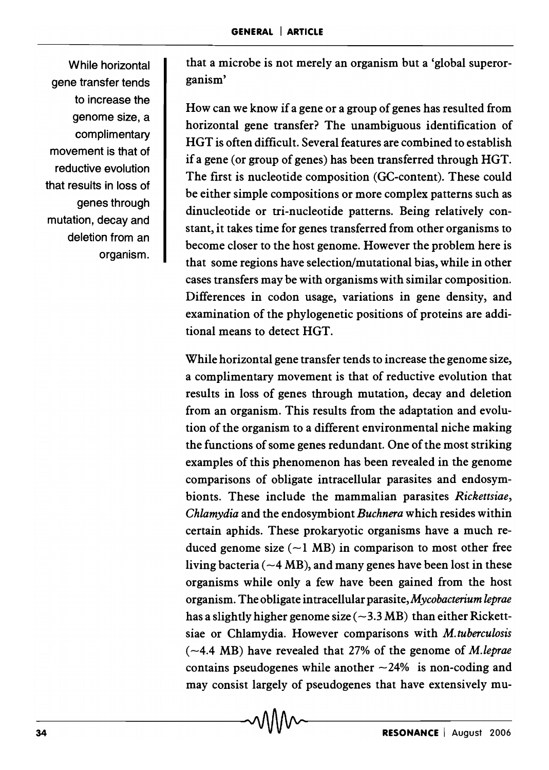that a microbe is not merely an organism but a 'global superorganism'

How can we know if a gene or a group of genes has resulted from horizontal gene transfer? The unambiguous identification of HGT is often difficult. Several features are combined to establish if a gene (or group of genes) has been transferred through HGT. The first is nucleotide composition (GC-content). These could be either simple compositions or more complex patterns such as dinucleotide or tri-nucleotide patterns. Being relatively constant, it takes time for genes transferred from other organisms to become closer to the host genome. However the problem here is that some regions have selection/mutational bias, while in other cases transfers may be with organisms with similar composition. Differences in codon usage, variations in gene density, and examination of the phylogenetic positions of proteins are additional means to detect HGT.

While horizontal gene transfer tends to increase the genome size, a complimentary movement is that of reductive evolution that results in loss of genes through mutation, decay and deletion from an organism.

While horizontal gene transfer tends to increase the genome size, a complimentary movement is that of reductive evolution that results in loss of genes through mutation, decay and deletion from an organism. This results from the adaptation and evolution of the organism to a different environmental niche making the functions of some genes redundant. One of the most striking examples of this phenomenon has been revealed in the genome comparisons of obligate intracellular parasites and endosymbionts. These include the mammalian parasites *Rickettsiae*, *Chlamydia* and the endosymbiont *Buchnera* which resides within certain aphids. These prokaryotic organisms have a much reduced genome size ($\sim$1 MB) in comparison to most other free living bacteria ($\sim$4 MB), and many genes have been lost in these organisms while only a few have been gained from the host organism. The obligate intracellular parasite, *Mycobacterium leprae* has a slightly higher genome size ($\sim$3.3 MB) than either Rickettsiae or Chlamydia. However comparisons with *M.tuberculosis* ($\sim$4.4 MB) have revealed that 27% of the genome of *M.leprae* contains pseudogenes while another $\sim$24% is non-coding and may consist largely of pseudogenes that have extensively mu-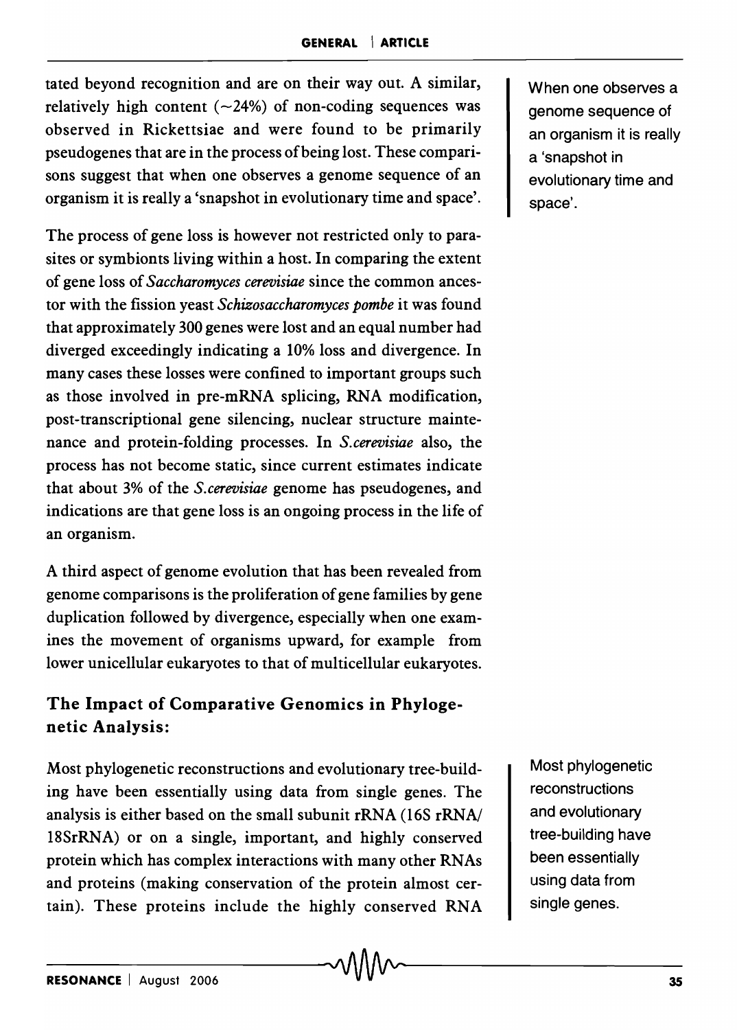tated beyond recognition and are on their way out. A similar, relatively high content (~24%) of non-coding sequences was observed in Rickettsiae and were found to be primarily pseudogenes that are in the process of being lost. These comparisons suggest that when one observes a genome sequence of an organism it is really a 'snapshot in evolutionary time and space'.

> When one observes a genome sequence of an organism it is really a 'snapshot in evolutionary time and space'.

The process of gene loss is however not restricted only to parasites or symbionts living within a host. In comparing the extent of gene loss of *Saccharomyces cerevisiae* since the common ancestor with the fission yeast *Schizosaccharomyces pombe* it was found that approximately 300 genes were lost and an equal number had diverged exceedingly indicating a 10% loss and divergence. In many cases these losses were confined to important groups such as those involved in pre-mRNA splicing, RNA modification, post-transcriptional gene silencing, nuclear structure maintenance and protein-folding processes. In *S.cerevisiae* also, the process has not become static, since current estimates indicate that about 3% of the *S.cerevisiae* genome has pseudogenes, and indications are that gene loss is an ongoing process in the life of an organism.

A third aspect of genome evolution that has been revealed from genome comparisons is the proliferation of gene families by gene duplication followed by divergence, especially when one examines the movement of organisms upward, for example from lower unicellular eukaryotes to that of multicellular eukaryotes.

## The Impact of Comparative Genomics in Phylogenetic Analysis:

Most phylogenetic reconstructions and evolutionary tree-building have been essentially using data from single genes. The analysis is either based on the small subunit rRNA (16S rRNA/ 18SrRNA) or on a single, important, and highly conserved protein which has complex interactions with many other RNAs and proteins (making conservation of the protein almost certain). These proteins include the highly conserved RNA

> Most phylogenetic reconstructions and evolutionary tree-building have been essentially using data from single genes.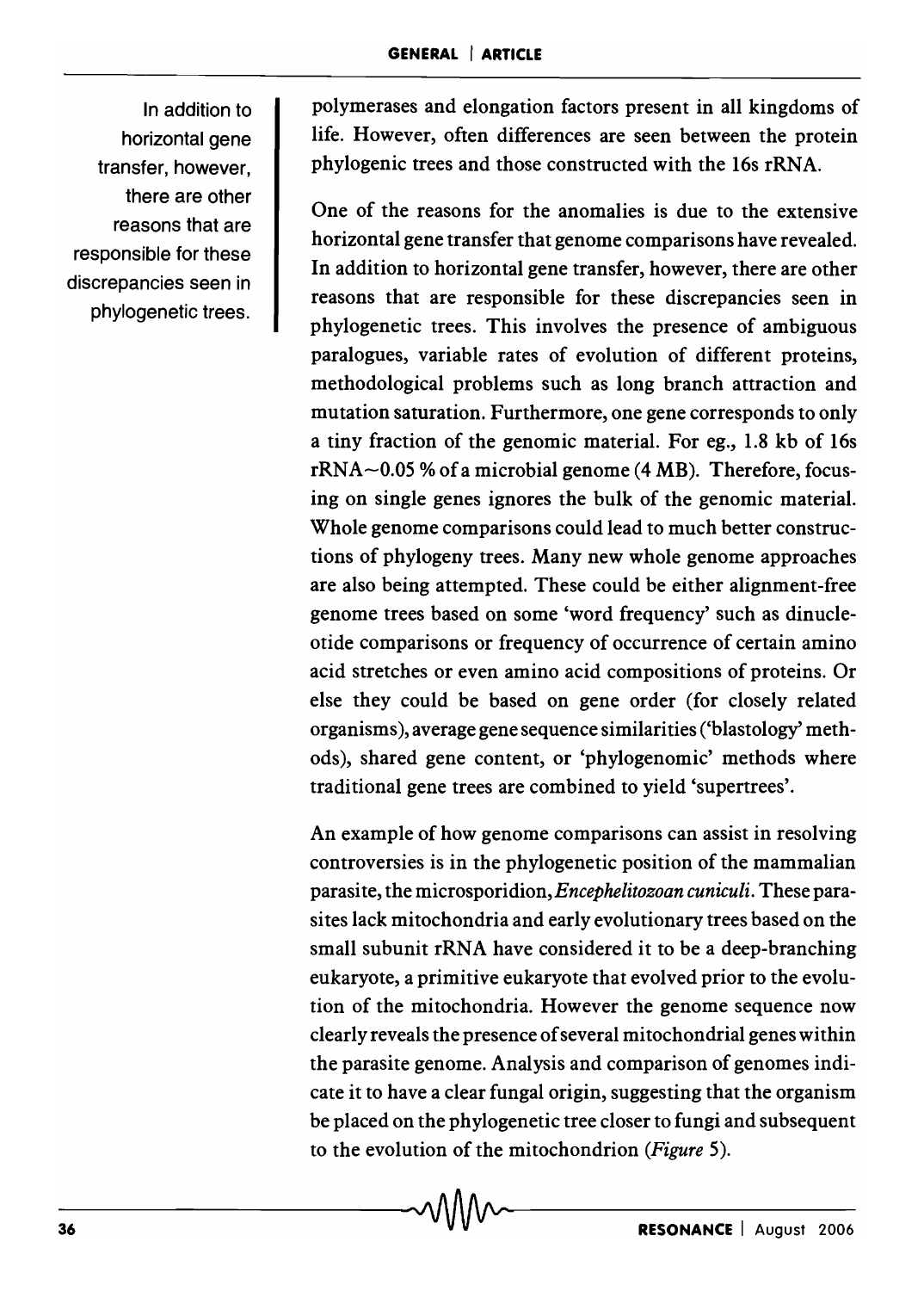polymerases and elongation factors present in all kingdoms of life. However, often differences are seen between the protein phylogenic trees and those constructed with the 16s rRNA.

> In addition to horizontal gene transfer, however, there are other reasons that are responsible for these discrepancies seen in phylogenetic trees.

One of the reasons for the anomalies is due to the extensive horizontal gene transfer that genome comparisons have revealed. In addition to horizontal gene transfer, however, there are other reasons that are responsible for these discrepancies seen in phylogenetic trees. This involves the presence of ambiguous paralogues, variable rates of evolution of different proteins, methodological problems such as long branch attraction and mutation saturation. Furthermore, one gene corresponds to only a tiny fraction of the genomic material. For eg., 1.8 kb of 16s rRNA~0.05 % of a microbial genome (4 MB). Therefore, focusing on single genes ignores the bulk of the genomic material. Whole genome comparisons could lead to much better constructions of phylogeny trees. Many new whole genome approaches are also being attempted. These could be either alignment-free genome trees based on some 'word frequency' such as dinucleotide comparisons or frequency of occurrence of certain amino acid stretches or even amino acid compositions of proteins. Or else they could be based on gene order (for closely related organisms), average gene sequence similarities ('blastology' methods), shared gene content, or 'phylogenomic' methods where traditional gene trees are combined to yield 'supertrees'.

An example of how genome comparisons can assist in resolving controversies is in the phylogenetic position of the mammalian parasite, the microsporidion, *Encephelitozoan cuniculi*. These parasites lack mitochondria and early evolutionary trees based on the small subunit rRNA have considered it to be a deep-branching eukaryote, a primitive eukaryote that evolved prior to the evolution of the mitochondria. However the genome sequence now clearly reveals the presence of several mitochondrial genes within the parasite genome. Analysis and comparison of genomes indicate it to have a clear fungal origin, suggesting that the organism be placed on the phylogenetic tree closer to fungi and subsequent to the evolution of the mitochondrion (*Figure* 5).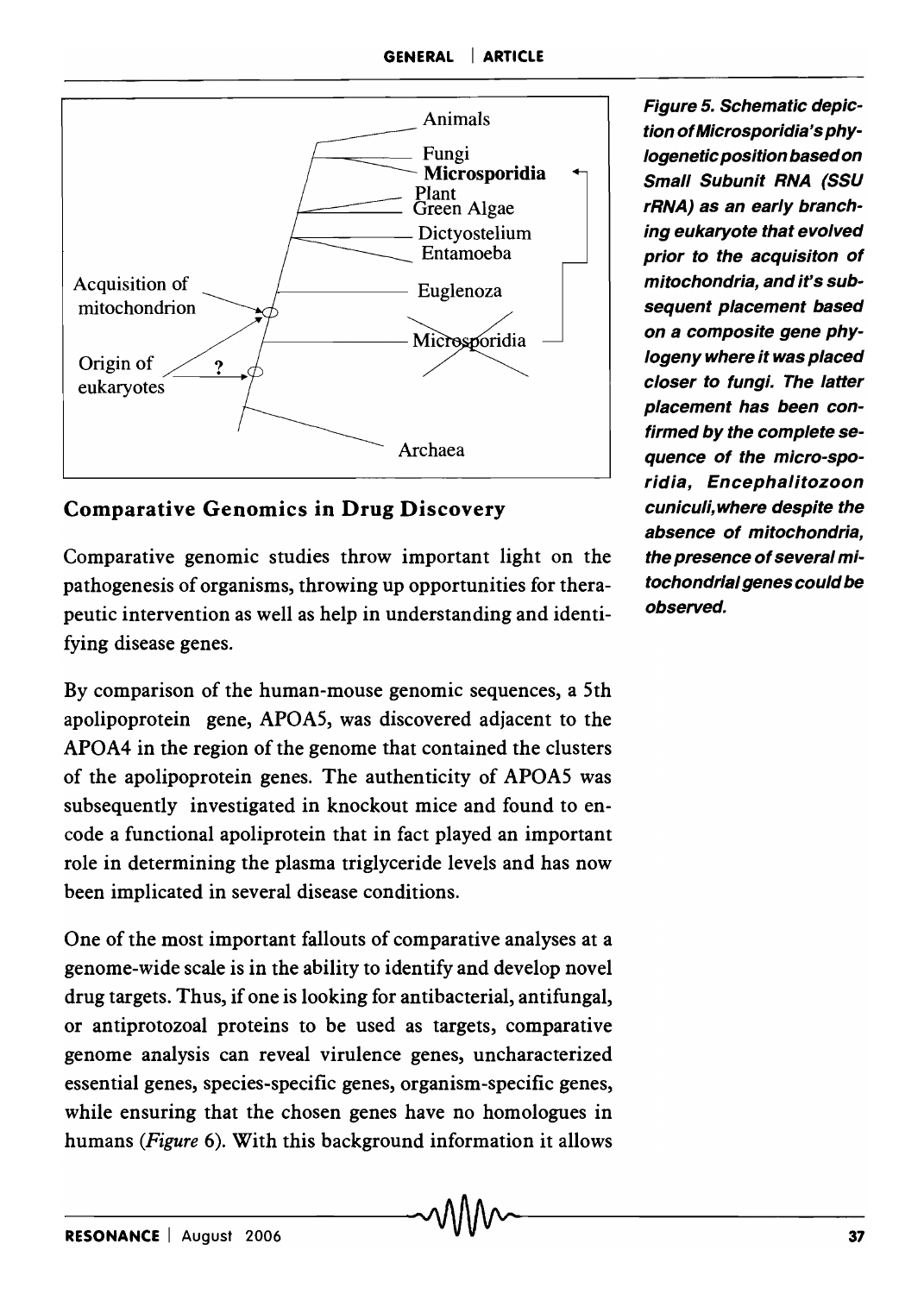Animals

Fungi

**Microsporidia**

Plant

Green Algae

Dictyostelium

Entamoeba

Acquisition of mitochondrion

Euglenoza

Origin of eukaryotes

?

Microsporidia

Archaea

***Figure 5. Schematic depiction of Microsporidia's phylogenetic position based on Small Subunit RNA (SSU rRNA) as an early branching eukaryote that evolved prior to the acquisiton of mitochondria, and it's subsequent placement based on a composite gene phylogeny where it was placed closer to fungi. The latter placement has been confirmed by the complete sequence of the micro-sporidia, Encephalitozoon cuniculi, where despite the absence of mitochondria, the presence of several mitochondrial genes could be observed.***

## Comparative Genomics in Drug Discovery

Comparative genomic studies throw important light on the pathogenesis of organisms, throwing up opportunities for therapeutic intervention as well as help in understanding and identifying disease genes.

By comparison of the human-mouse genomic sequences, a 5th apolipoprotein gene, APOA5, was discovered adjacent to the APOA4 in the region of the genome that contained the clusters of the apolipoprotein genes. The authenticity of APOA5 was subsequently investigated in knockout mice and found to encode a functional apoliprotein that in fact played an important role in determining the plasma triglyceride levels and has now been implicated in several disease conditions.

One of the most important fallouts of comparative analyses at a genome-wide scale is in the ability to identify and develop novel drug targets. Thus, if one is looking for antibacterial, antifungal, or antiprotozoal proteins to be used as targets, comparative genome analysis can reveal virulence genes, uncharacterized essential genes, species-specific genes, organism-specific genes, while ensuring that the chosen genes have no homologues in humans (*Figure* 6). With this background information it allows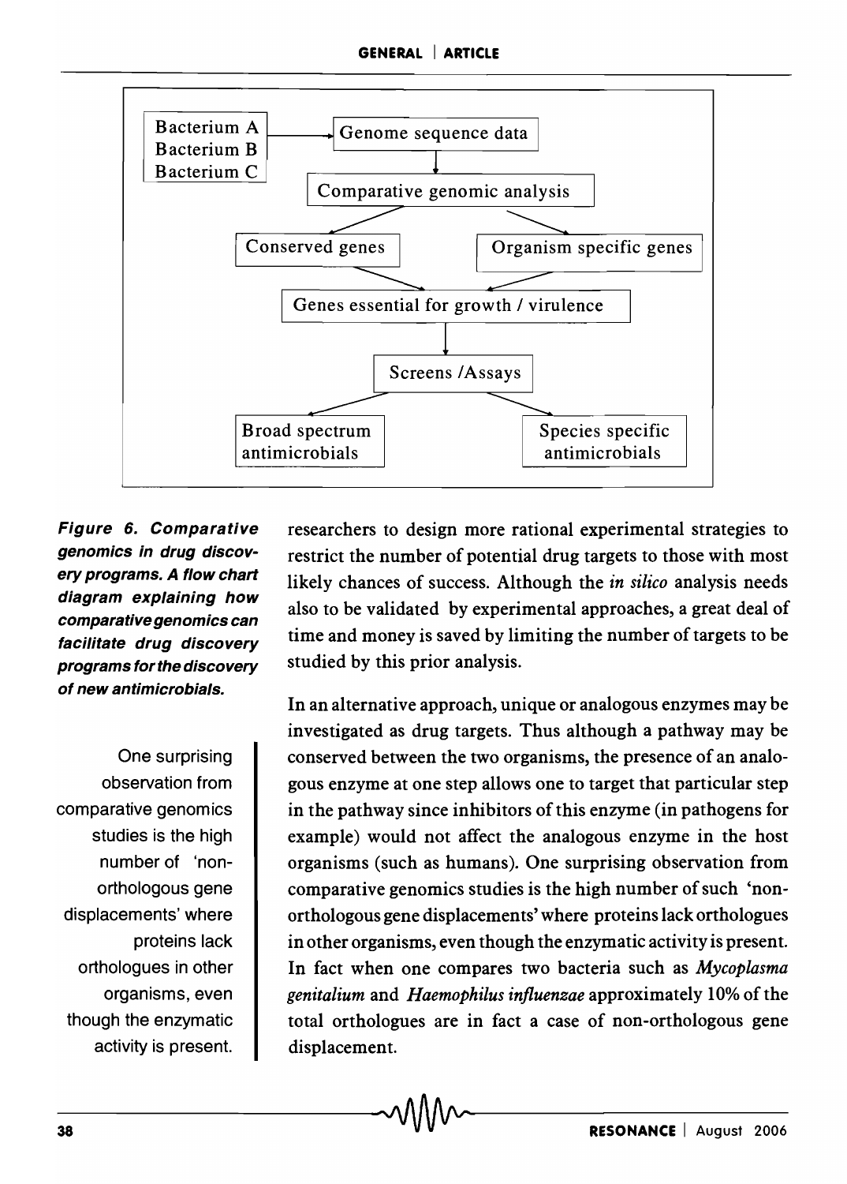```
Bacterium A
Bacterium B   →   Genome sequence data
Bacterium C
                        ↓
              Comparative genomic analysis
               ↙                        ↘
      Conserved genes          Organism specific genes
               ↘                        ↙
          Genes essential for growth / virulence
                        ↓
                  Screens /Assays
               ↙                        ↘
Broad spectrum antimicrobials    Species specific antimicrobials
```

***Figure 6. Comparative genomics in drug discovery programs. A flow chart diagram explaining how comparative genomics can facilitate drug discovery programs for the discovery of new antimicrobials.***

researchers to design more rational experimental strategies to restrict the number of potential drug targets to those with most likely chances of success. Although the *in silico* analysis needs also to be validated by experimental approaches, a great deal of time and money is saved by limiting the number of targets to be studied by this prior analysis.

> One surprising observation from comparative genomics studies is the high number of 'non-orthologous gene displacements' where proteins lack orthologues in other organisms, even though the enzymatic activity is present.

In an alternative approach, unique or analogous enzymes may be investigated as drug targets. Thus although a pathway may be conserved between the two organisms, the presence of an analogous enzyme at one step allows one to target that particular step in the pathway since inhibitors of this enzyme (in pathogens for example) would not affect the analogous enzyme in the host organisms (such as humans). One surprising observation from comparative genomics studies is the high number of such 'non-orthologous gene displacements' where proteins lack orthologues in other organisms, even though the enzymatic activity is present. In fact when one compares two bacteria such as *Mycoplasma genitalium* and *Haemophilus influenzae* approximately 10% of the total orthologues are in fact a case of non-orthologous gene displacement.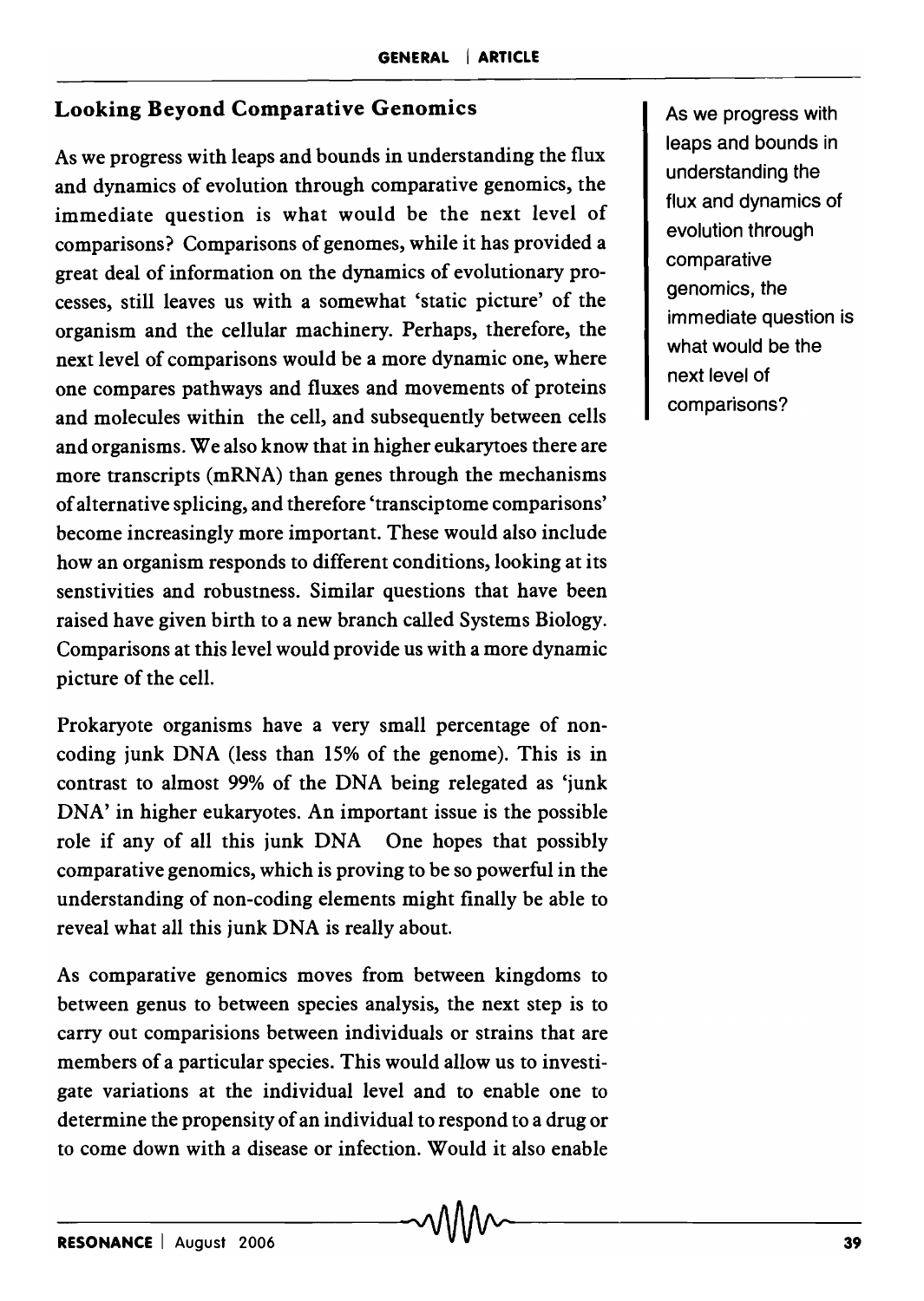## Looking Beyond Comparative Genomics

As we progress with leaps and bounds in understanding the flux and dynamics of evolution through comparative genomics, the immediate question is what would be the next level of comparisons? Comparisons of genomes, while it has provided a great deal of information on the dynamics of evolutionary processes, still leaves us with a somewhat 'static picture' of the organism and the cellular machinery. Perhaps, therefore, the next level of comparisons would be a more dynamic one, where one compares pathways and fluxes and movements of proteins and molecules within the cell, and subsequently between cells and organisms. We also know that in higher eukarytoes there are more transcripts (mRNA) than genes through the mechanisms of alternative splicing, and therefore 'transciptome comparisons' become increasingly more important. These would also include how an organism responds to different conditions, looking at its senstivities and robustness. Similar questions that have been raised have given birth to a new branch called Systems Biology. Comparisons at this level would provide us with a more dynamic picture of the cell.

As we progress with leaps and bounds in understanding the flux and dynamics of evolution through comparative genomics, the immediate question is what would be the next level of comparisons?

Prokaryote organisms have a very small percentage of non-coding junk DNA (less than 15% of the genome). This is in contrast to almost 99% of the DNA being relegated as 'junk DNA' in higher eukaryotes. An important issue is the possible role if any of all this junk DNA  One hopes that possibly comparative genomics, which is proving to be so powerful in the understanding of non-coding elements might finally be able to reveal what all this junk DNA is really about.

As comparative genomics moves from between kingdoms to between genus to between species analysis, the next step is to carry out comparisions between individuals or strains that are members of a particular species. This would allow us to investigate variations at the individual level and to enable one to determine the propensity of an individual to respond to a drug or to come down with a disease or infection. Would it also enable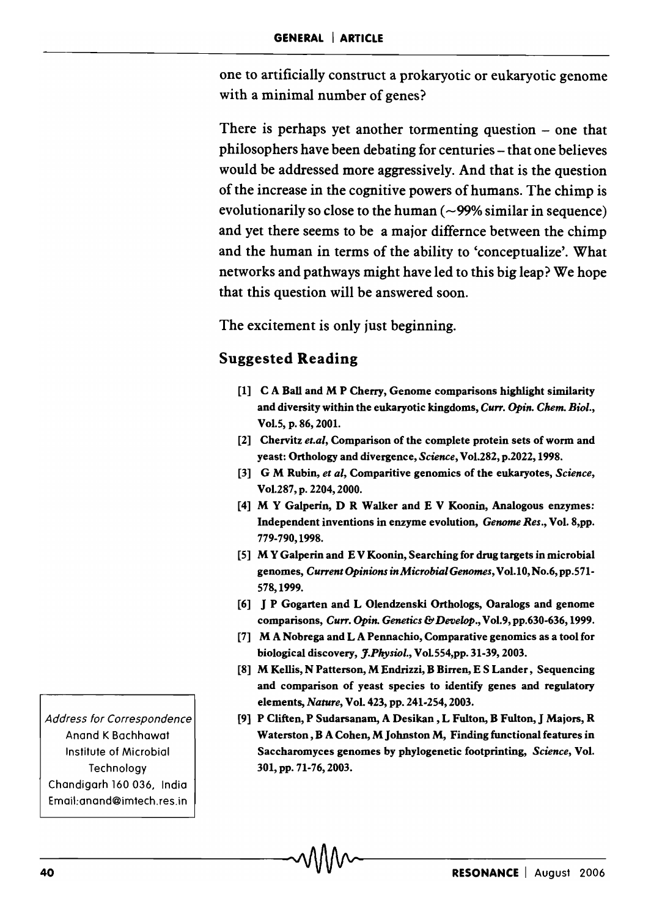one to artificially construct a prokaryotic or eukaryotic genome with a minimal number of genes?

There is perhaps yet another tormenting question – one that philosophers have been debating for centuries – that one believes would be addressed more aggressively. And that is the question of the increase in the cognitive powers of humans. The chimp is evolutionarily so close to the human (~99% similar in sequence) and yet there seems to be a major differnce between the chimp and the human in terms of the ability to 'conceptualize'. What networks and pathways might have led to this big leap? We hope that this question will be answered soon.

The excitement is only just beginning.

## Suggested Reading

[1] **C A Ball and M P Cherry, Genome comparisons highlight similarity and diversity within the eukaryotic kingdoms, *Curr. Opin. Chem. Biol.*, Vol.5, p. 86, 2001.**

[2] **Chervitz *et.al*, Comparison of the complete protein sets of worm and yeast: Orthology and divergence, *Science*, Vol.282, p.2022, 1998.**

[3] **G M Rubin, *et al*, Comparitive genomics of the eukaryotes, *Science*, Vol.287, p. 2204, 2000.**

[4] **M Y Galperin, D R Walker and E V Koonin, Analogous enzymes: Independent inventions in enzyme evolution, *Genome Res.*, Vol. 8,pp. 779-790, 1998.**

[5] **M Y Galperin and E V Koonin, Searching for drug targets in microbial genomes, *Current Opinions in Microbial Genomes*, Vol.10, No.6, pp.571-578, 1999.**

[6] **J P Gogarten and L Olendzenski Orthologs, Oaralogs and genome comparisons, *Curr. Opin. Genetics & Develop.*, Vol.9, pp.630-636, 1999.**

[7] **M A Nobrega and L A Pennachio, Comparative genomics as a tool for biological discovery, *J.Physiol.*, Vol.554,pp. 31-39, 2003.**

[8] **M Kellis, N Patterson, M Endrizzi, B Birren, E S Lander, Sequencing and comparison of yeast species to identify genes and regulatory elements, *Nature*, Vol. 423, pp. 241-254, 2003.**

[9] **P Cliften, P Sudarsanam, A Desikan , L Fulton, B Fulton, J Majors, R Waterston , B A Cohen, M Johnston M, Finding functional features in Saccharomyces genomes by phylogenetic footprinting, *Science*, Vol. 301, pp. 71-76, 2003.**

*Address for Correspondence*
Anand K Bachhawat
Institute of Microbial Technology
Chandigarh 160 036, India
Email:anand@imtech.res.in